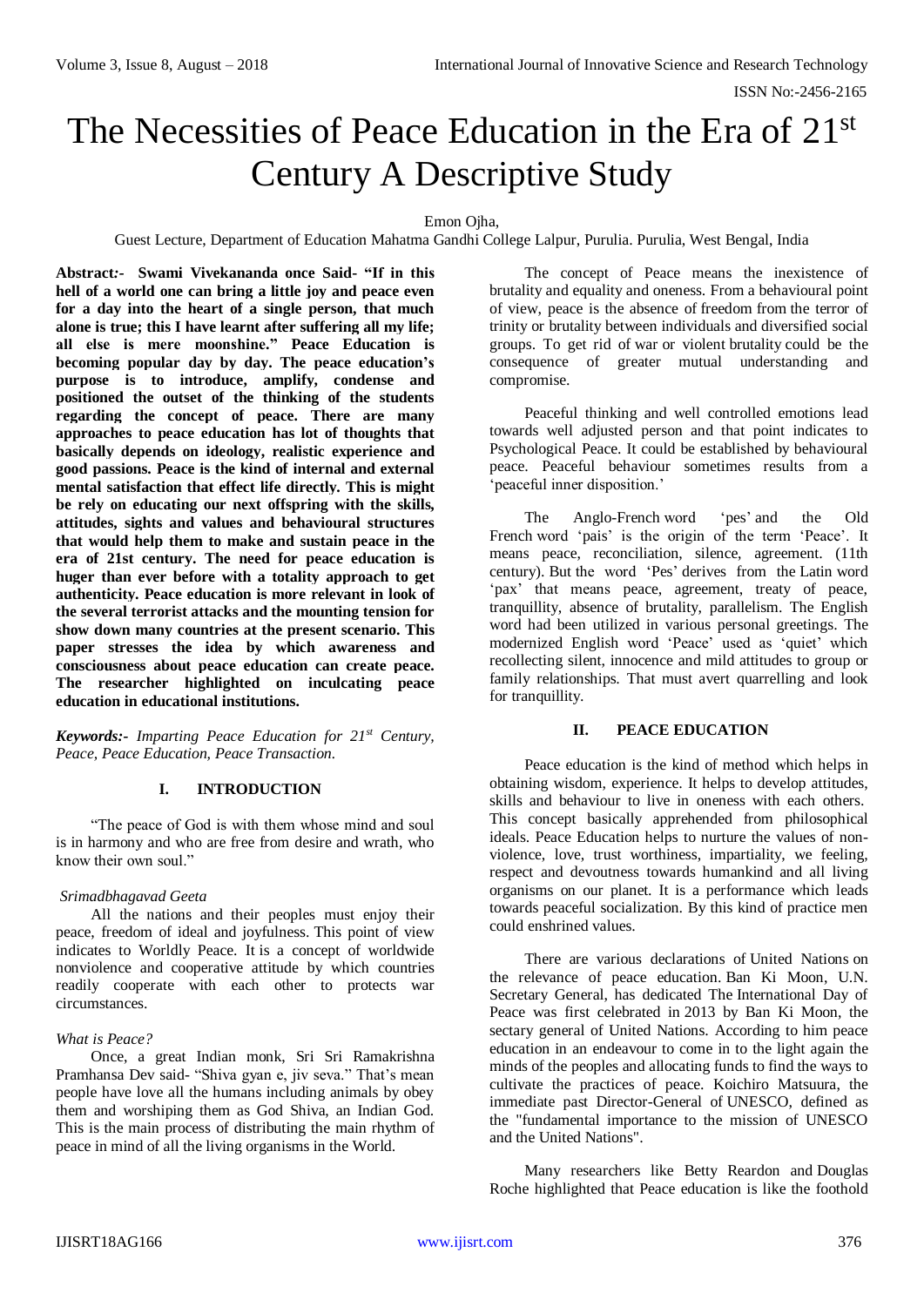# The Necessities of Peace Education in the Era of 21st Century A Descriptive Study

Emon Ojha,

Guest Lecture, Department of Education Mahatma Gandhi College Lalpur, Purulia. Purulia, West Bengal, India

**Abstract:- Swami Vivekananda once Said- "If in this hell of a world one can bring a little joy and peace even for a day into the heart of a single person, that much alone is true; this I have learnt after suffering all my life; all else is mere moonshine." Peace Education is becoming popular day by day. The peace education's purpose is to introduce, amplify, condense and positioned the outset of the thinking of the students regarding the concept of peace. There are many approaches to peace education has lot of thoughts that basically depends on ideology, realistic experience and good passions. Peace is the kind of internal and external mental satisfaction that effect life directly. This is might be rely on educating our next offspring with the skills, attitudes, sights and values and behavioural structures that would help them to make and sustain peace in the era of 21st century. The need for peace education is huger than ever before with a totality approach to get authenticity. Peace education is more relevant in look of the several terrorist attacks and the mounting tension for show down many countries at the present scenario. This paper stresses the idea by which awareness and consciousness about peace education can create peace. The researcher highlighted on inculcating peace education in educational institutions.**

***Keywords:-*** *Imparting Peace Education for 21st Century, Peace, Peace Education, Peace Transaction.*

## I. INTRODUCTION

"The peace of God is with them whose mind and soul is in harmony and who are free from desire and wrath, who know their own soul."

*Srimadbhagavad Geeta*

All the nations and their peoples must enjoy their peace, freedom of ideal and joyfulness. This point of view indicates to Worldly Peace. It is a concept of worldwide nonviolence and cooperative attitude by which countries readily cooperate with each other to protects war circumstances.

*What is Peace?*

Once, a great Indian monk, Sri Sri Ramakrishna Pramhansa Dev said- "Shiva gyan e, jiv seva." That's mean people have love all the humans including animals by obey them and worshiping them as God Shiva, an Indian God. This is the main process of distributing the main rhythm of peace in mind of all the living organisms in the World.

The concept of Peace means the inexistence of brutality and equality and oneness. From a behavioural point of view, peace is the absence of freedom from the terror of trinity or brutality between individuals and diversified social groups. To get rid of war or violent brutality could be the consequence of greater mutual understanding and compromise.

Peaceful thinking and well controlled emotions lead towards well adjusted person and that point indicates to Psychological Peace. It could be established by behavioural peace. Peaceful behaviour sometimes results from a 'peaceful inner disposition.'

The Anglo-French word 'pes' and the Old French word 'pais' is the origin of the term 'Peace'. It means peace, reconciliation, silence, agreement. (11th century). But the word 'Pes' derives from the Latin word 'pax' that means peace, agreement, treaty of peace, tranquillity, absence of brutality, parallelism. The English word had been utilized in various personal greetings. The modernized English word 'Peace' used as 'quiet' which recollecting silent, innocence and mild attitudes to group or family relationships. That must avert quarrelling and look for tranquillity.

## II. PEACE EDUCATION

Peace education is the kind of method which helps in obtaining wisdom, experience. It helps to develop attitudes, skills and behaviour to live in oneness with each others. This concept basically apprehended from philosophical ideals. Peace Education helps to nurture the values of non-violence, love, trust worthiness, impartiality, we feeling, respect and devoutness towards humankind and all living organisms on our planet. It is a performance which leads towards peaceful socialization. By this kind of practice men could enshrined values.

There are various declarations of United Nations on the relevance of peace education. Ban Ki Moon, U.N. Secretary General, has dedicated The International Day of Peace was first celebrated in 2013 by Ban Ki Moon, the sectary general of United Nations. According to him peace education in an endeavour to come in to the light again the minds of the peoples and allocating funds to find the ways to cultivate the practices of peace. Koichiro Matsuura, the immediate past Director-General of UNESCO, defined as the "fundamental importance to the mission of UNESCO and the United Nations".

Many researchers like Betty Reardon and Douglas Roche highlighted that Peace education is like the foothold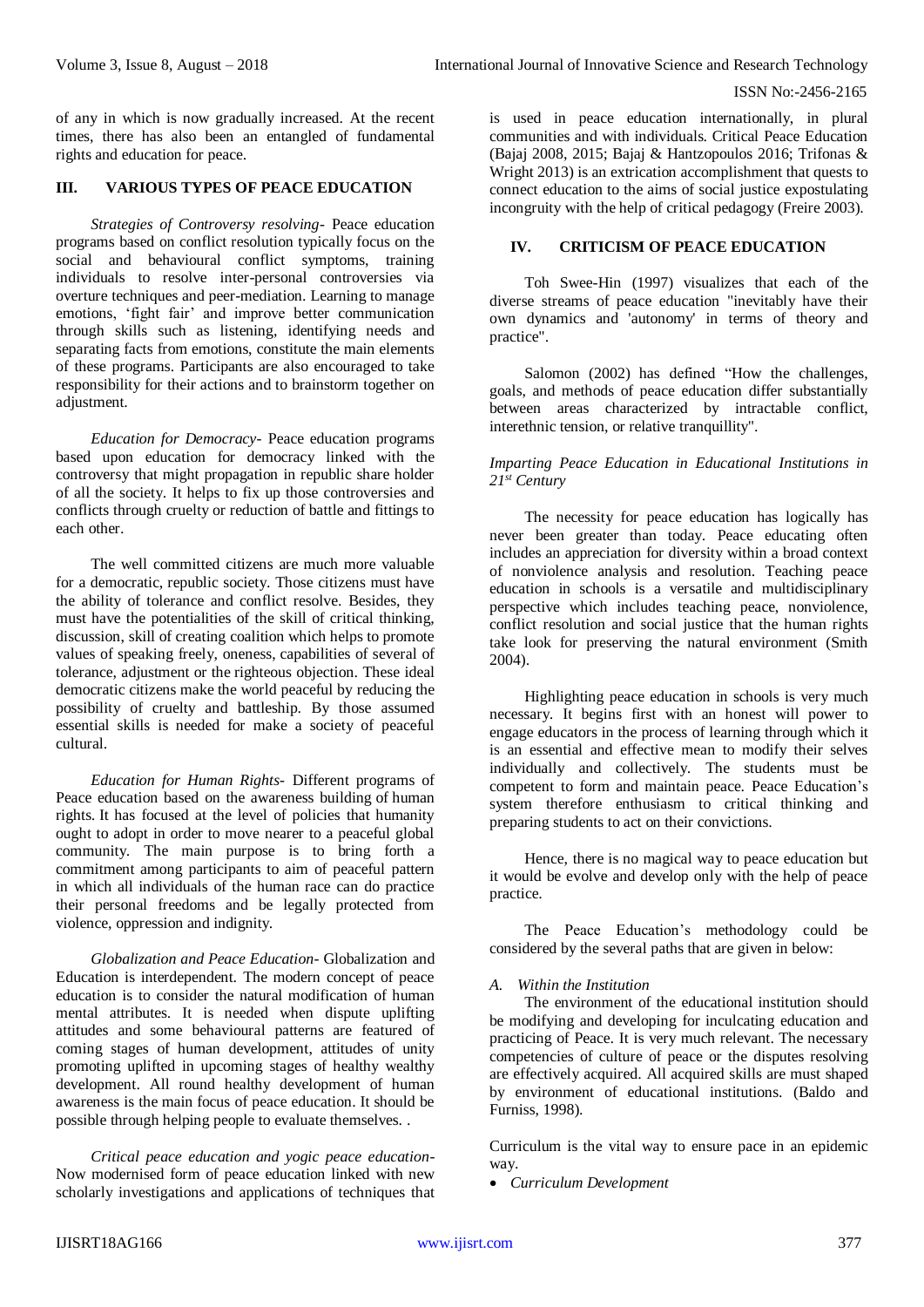of any in which is now gradually increased. At the recent times, there has also been an entangled of fundamental rights and education for peace.

## III. VARIOUS TYPES OF PEACE EDUCATION

*Strategies of Controversy resolving-* Peace education programs based on conflict resolution typically focus on the social and behavioural conflict symptoms, training individuals to resolve inter-personal controversies via overture techniques and peer-mediation. Learning to manage emotions, 'fight fair' and improve better communication through skills such as listening, identifying needs and separating facts from emotions, constitute the main elements of these programs. Participants are also encouraged to take responsibility for their actions and to brainstorm together on adjustment.

*Education for Democracy-* Peace education programs based upon education for democracy linked with the controversy that might propagation in republic share holder of all the society. It helps to fix up those controversies and conflicts through cruelty or reduction of battle and fittings to each other.

The well committed citizens are much more valuable for a democratic, republic society. Those citizens must have the ability of tolerance and conflict resolve. Besides, they must have the potentialities of the skill of critical thinking, discussion, skill of creating coalition which helps to promote values of speaking freely, oneness, capabilities of several of tolerance, adjustment or the righteous objection. These ideal democratic citizens make the world peaceful by reducing the possibility of cruelty and battleship. By those assumed essential skills is needed for make a society of peaceful cultural.

*Education for Human Rights-* Different programs of Peace education based on the awareness building of human rights. It has focused at the level of policies that humanity ought to adopt in order to move nearer to a peaceful global community. The main purpose is to bring forth a commitment among participants to aim of peaceful pattern in which all individuals of the human race can do practice their personal freedoms and be legally protected from violence, oppression and indignity.

*Globalization and Peace Education-* Globalization and Education is interdependent. The modern concept of peace education is to consider the natural modification of human mental attributes. It is needed when dispute uplifting attitudes and some behavioural patterns are featured of coming stages of human development, attitudes of unity promoting uplifted in upcoming stages of healthy wealthy development. All round healthy development of human awareness is the main focus of peace education. It should be possible through helping people to evaluate themselves. .

*Critical peace education and yogic peace education-* Now modernised form of peace education linked with new scholarly investigations and applications of techniques that is used in peace education internationally, in plural communities and with individuals. Critical Peace Education (Bajaj 2008, 2015; Bajaj & Hantzopoulos 2016; Trifonas & Wright 2013) is an extrication accomplishment that quests to connect education to the aims of social justice expostulating incongruity with the help of critical pedagogy (Freire 2003).

## IV. CRITICISM OF PEACE EDUCATION

Toh Swee-Hin (1997) visualizes that each of the diverse streams of peace education "inevitably have their own dynamics and 'autonomy' in terms of theory and practice".

Salomon (2002) has defined "How the challenges, goals, and methods of peace education differ substantially between areas characterized by intractable conflict, interethnic tension, or relative tranquillity".

### *Imparting Peace Education in Educational Institutions in 21st Century*

The necessity for peace education has logically has never been greater than today. Peace educating often includes an appreciation for diversity within a broad context of nonviolence analysis and resolution. Teaching peace education in schools is a versatile and multidisciplinary perspective which includes teaching peace, nonviolence, conflict resolution and social justice that the human rights take look for preserving the natural environment (Smith 2004).

Highlighting peace education in schools is very much necessary. It begins first with an honest will power to engage educators in the process of learning through which it is an essential and effective mean to modify their selves individually and collectively. The students must be competent to form and maintain peace. Peace Education's system therefore enthusiasm to critical thinking and preparing students to act on their convictions.

Hence, there is no magical way to peace education but it would be evolve and develop only with the help of peace practice.

The Peace Education's methodology could be considered by the several paths that are given in below:

#### *A. Within the Institution*

The environment of the educational institution should be modifying and developing for inculcating education and practicing of Peace. It is very much relevant. The necessary competencies of culture of peace or the disputes resolving are effectively acquired. All acquired skills are must shaped by environment of educational institutions. (Baldo and Furniss, 1998).

Curriculum is the vital way to ensure pace in an epidemic way.

- *Curriculum Development*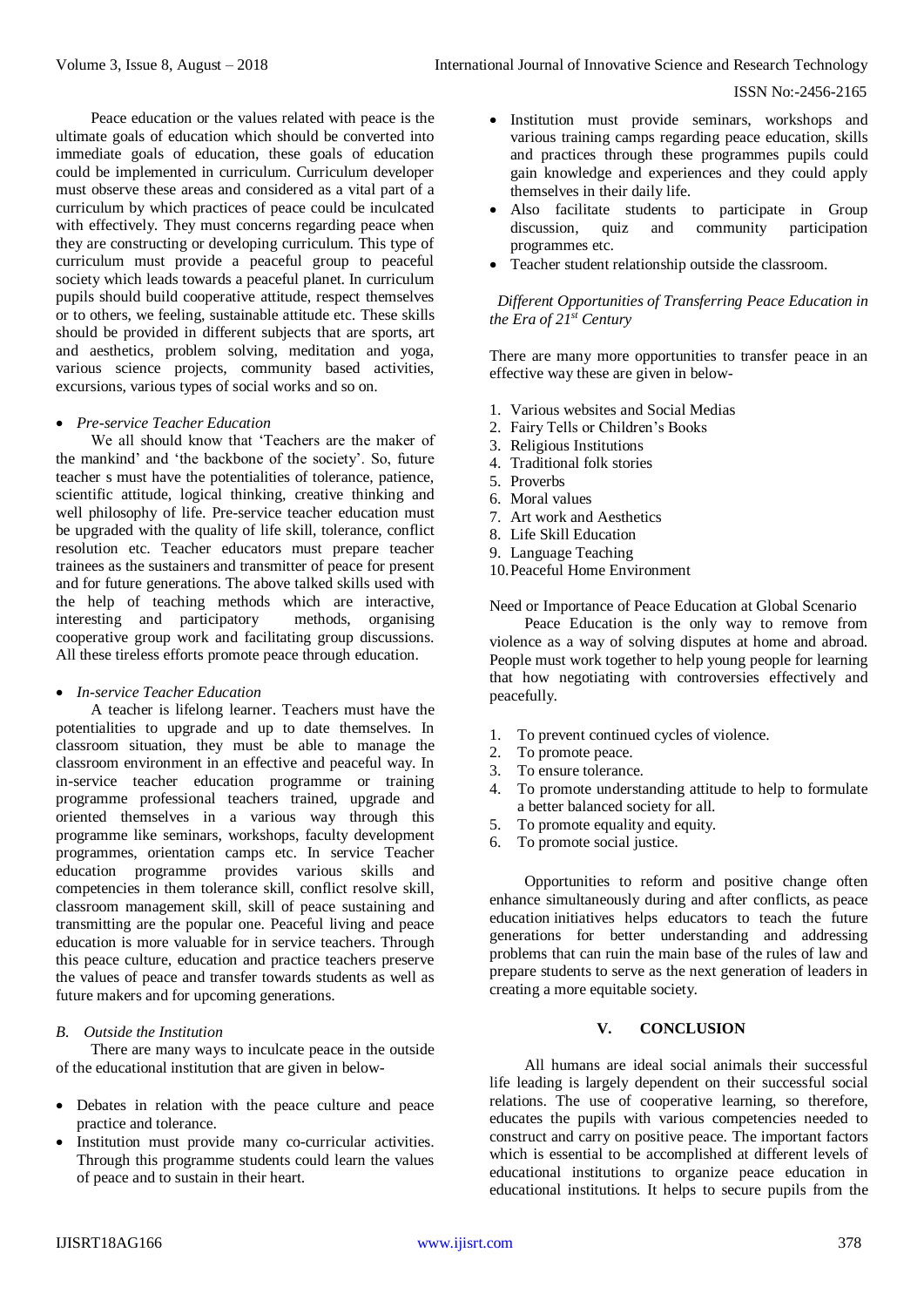Peace education or the values related with peace is the ultimate goals of education which should be converted into immediate goals of education, these goals of education could be implemented in curriculum. Curriculum developer must observe these areas and considered as a vital part of a curriculum by which practices of peace could be inculcated with effectively. They must concerns regarding peace when they are constructing or developing curriculum. This type of curriculum must provide a peaceful group to peaceful society which leads towards a peaceful planet. In curriculum pupils should build cooperative attitude, respect themselves or to others, we feeling, sustainable attitude etc. These skills should be provided in different subjects that are sports, art and aesthetics, problem solving, meditation and yoga, various science projects, community based activities, excursions, various types of social works and so on.

- *Pre-service Teacher Education*

We all should know that 'Teachers are the maker of the mankind' and 'the backbone of the society'. So, future teacher s must have the potentialities of tolerance, patience, scientific attitude, logical thinking, creative thinking and well philosophy of life. Pre-service teacher education must be upgraded with the quality of life skill, tolerance, conflict resolution etc. Teacher educators must prepare teacher trainees as the sustainers and transmitter of peace for present and for future generations. The above talked skills used with the help of teaching methods which are interactive, interesting and participatory methods, organising cooperative group work and facilitating group discussions. All these tireless efforts promote peace through education.

- *In-service Teacher Education*

A teacher is lifelong learner. Teachers must have the potentialities to upgrade and up to date themselves. In classroom situation, they must be able to manage the classroom environment in an effective and peaceful way. In in-service teacher education programme or training programme professional teachers trained, upgrade and oriented themselves in a various way through this programme like seminars, workshops, faculty development programmes, orientation camps etc. In service Teacher education programme provides various skills and competencies in them tolerance skill, conflict resolve skill, classroom management skill, skill of peace sustaining and transmitting are the popular one. Peaceful living and peace education is more valuable for in service teachers. Through this peace culture, education and practice teachers preserve the values of peace and transfer towards students as well as future makers and for upcoming generations.

### *B. Outside the Institution*

There are many ways to inculcate peace in the outside of the educational institution that are given in below-

- Debates in relation with the peace culture and peace practice and tolerance.
- Institution must provide many co-curricular activities. Through this programme students could learn the values of peace and to sustain in their heart.
- Institution must provide seminars, workshops and various training camps regarding peace education, skills and practices through these programmes pupils could gain knowledge and experiences and they could apply themselves in their daily life.
- Also facilitate students to participate in Group discussion, quiz and community participation programmes etc.
- Teacher student relationship outside the classroom.

*Different Opportunities of Transferring Peace Education in the Era of 21st Century*

There are many more opportunities to transfer peace in an effective way these are given in below-

1. Various websites and Social Medias
2. Fairy Tells or Children's Books
3. Religious Institutions
4. Traditional folk stories
5. Proverbs
6. Moral values
7. Art work and Aesthetics
8. Life Skill Education
9. Language Teaching
10. Peaceful Home Environment

Need or Importance of Peace Education at Global Scenario

Peace Education is the only way to remove from violence as a way of solving disputes at home and abroad. People must work together to help young people for learning that how negotiating with controversies effectively and peacefully.

1. To prevent continued cycles of violence.
2. To promote peace.
3. To ensure tolerance.
4. To promote understanding attitude to help to formulate a better balanced society for all.
5. To promote equality and equity.
6. To promote social justice.

Opportunities to reform and positive change often enhance simultaneously during and after conflicts, as peace education initiatives helps educators to teach the future generations for better understanding and addressing problems that can ruin the main base of the rules of law and prepare students to serve as the next generation of leaders in creating a more equitable society.

## V. CONCLUSION

All humans are ideal social animals their successful life leading is largely dependent on their successful social relations. The use of cooperative learning, so therefore, educates the pupils with various competencies needed to construct and carry on positive peace. The important factors which is essential to be accomplished at different levels of educational institutions to organize peace education in educational institutions. It helps to secure pupils from the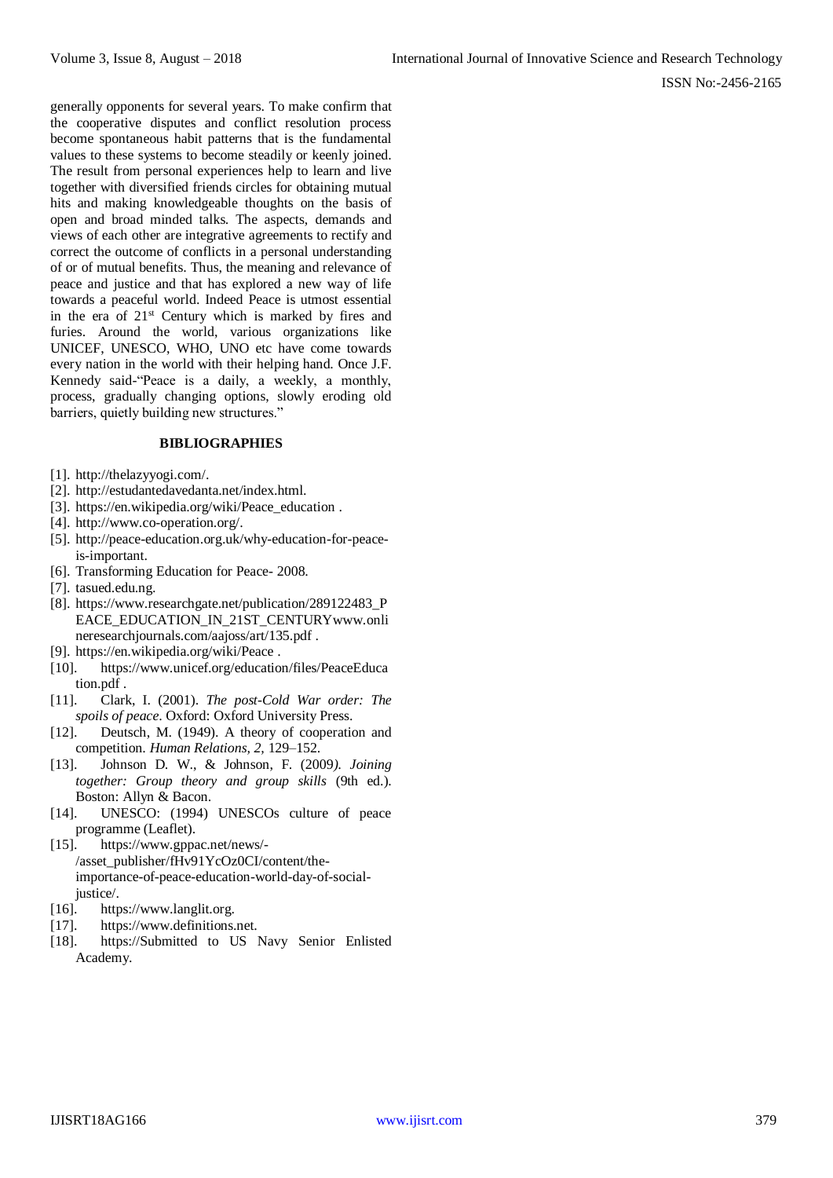generally opponents for several years. To make confirm that the cooperative disputes and conflict resolution process become spontaneous habit patterns that is the fundamental values to these systems to become steadily or keenly joined. The result from personal experiences help to learn and live together with diversified friends circles for obtaining mutual hits and making knowledgeable thoughts on the basis of open and broad minded talks. The aspects, demands and views of each other are integrative agreements to rectify and correct the outcome of conflicts in a personal understanding of or of mutual benefits. Thus, the meaning and relevance of peace and justice and that has explored a new way of life towards a peaceful world. Indeed Peace is utmost essential in the era of 21st Century which is marked by fires and furies. Around the world, various organizations like UNICEF, UNESCO, WHO, UNO etc have come towards every nation in the world with their helping hand. Once J.F. Kennedy said-"Peace is a daily, a weekly, a monthly, process, gradually changing options, slowly eroding old barriers, quietly building new structures."

## BIBLIOGRAPHIES

- [1]. http://thelazyyogi.com/.
- [2]. http://estudantedavedanta.net/index.html.
- [3]. https://en.wikipedia.org/wiki/Peace_education .
- [4]. http://www.co-operation.org/.
- [5]. http://peace-education.org.uk/why-education-for-peace-is-important.
- [6]. Transforming Education for Peace- 2008.
- [7]. tasued.edu.ng.
- [8]. https://www.researchgate.net/publication/289122483_PEACE_EDUCATION_IN_21ST_CENTURYwww.onlineresearchjournals.com/aajoss/art/135.pdf .
- [9]. https://en.wikipedia.org/wiki/Peace .
- [10]. https://www.unicef.org/education/files/PeaceEducation.pdf .
- [11]. Clark, I. (2001). *The post-Cold War order: The spoils of peace*. Oxford: Oxford University Press.
- [12]. Deutsch, M. (1949). A theory of cooperation and competition. *Human Relations, 2,* 129–152.
- [13]. Johnson D. W., & Johnson, F. (2009). *Joining together: Group theory and group skills* (9th ed.). Boston: Allyn & Bacon.
- [14]. UNESCO: (1994) UNESCOs culture of peace programme (Leaflet).
- [15]. https://www.gppac.net/news/-/asset_publisher/fHv91YcOz0CI/content/the-importance-of-peace-education-world-day-of-social-justice/.
- [16]. https://www.langlit.org.
- [17]. https://www.definitions.net.
- [18]. https://Submitted to US Navy Senior Enlisted Academy.